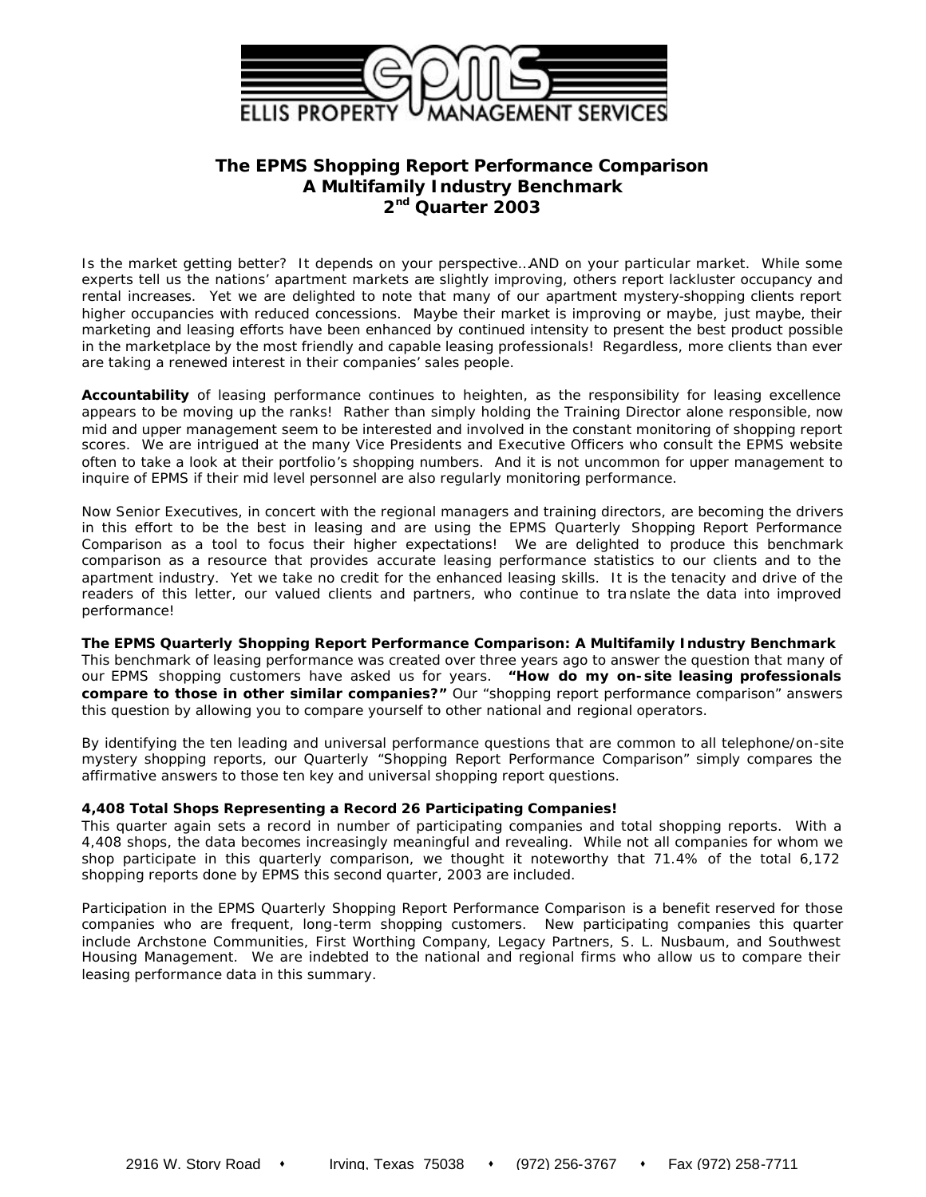ELLIS PROPERTY MANAGEMENT SERVICES

# The EPMS Shopping Report Performance Comparison
## A Multifamily Industry Benchmark
## 2nd Quarter 2003

Is the market getting better? It depends on your perspective…AND on your particular market. While some experts tell us the nations' apartment markets are slightly improving, others report lackluster occupancy and rental increases. Yet we are delighted to note that many of our apartment mystery-shopping clients report higher occupancies with reduced concessions. Maybe their market is improving or maybe, just maybe, their marketing and leasing efforts have been enhanced by continued intensity to present the best product possible in the marketplace by the most friendly and capable leasing professionals! Regardless, more clients than ever are taking a renewed interest in their companies' sales people.

**Accountability** of leasing performance continues to heighten, as the responsibility for leasing excellence appears to be moving up the ranks! Rather than simply holding the Training Director alone responsible, now mid and upper management seem to be interested and involved in the constant monitoring of shopping report scores. We are intrigued at the many Vice Presidents and Executive Officers who consult the EPMS website often to take a look at their portfolio's shopping numbers. And it is not uncommon for upper management to inquire of EPMS if their mid level personnel are also regularly monitoring performance.

Now Senior Executives, in concert with the regional managers and training directors, are becoming the drivers in this effort to be the best in leasing and are using the EPMS Quarterly Shopping Report Performance Comparison as a tool to focus their higher expectations! We are delighted to produce this benchmark comparison as a resource that provides accurate leasing performance statistics to our clients and to the apartment industry. Yet we take no credit for the enhanced leasing skills. It is the tenacity and drive of the readers of this letter, our valued clients and partners, who continue to translate the data into improved performance!

**The EPMS Quarterly Shopping Report Performance Comparison: A Multifamily Industry Benchmark**
This benchmark of leasing performance was created over three years ago to answer the question that many of our EPMS shopping customers have asked us for years. **"How do my on-site leasing professionals compare to those in other similar companies?"** Our "shopping report performance comparison" answers this question by allowing you to compare yourself to other national and regional operators.

By identifying the ten leading and universal performance questions that are common to all telephone/on-site mystery shopping reports, our Quarterly "Shopping Report Performance Comparison" simply compares the affirmative answers to those ten key and universal shopping report questions.

**4,408 Total Shops Representing a Record 26 Participating Companies!**
This quarter again sets a record in number of participating companies and total shopping reports. With a 4,408 shops, the data becomes increasingly meaningful and revealing. While not all companies for whom we shop participate in this quarterly comparison, we thought it noteworthy that 71.4% of the total 6,172 shopping reports done by EPMS this second quarter, 2003 are included.

Participation in the EPMS Quarterly Shopping Report Performance Comparison is a benefit reserved for those companies who are frequent, long-term shopping customers. New participating companies this quarter include Archstone Communities, First Worthing Company, Legacy Partners, S. L. Nusbaum, and Southwest Housing Management. We are indebted to the national and regional firms who allow us to compare their leasing performance data in this summary.

2916 W. Story Road • Irving, Texas 75038 • (972) 256-3767 • Fax (972) 258-7711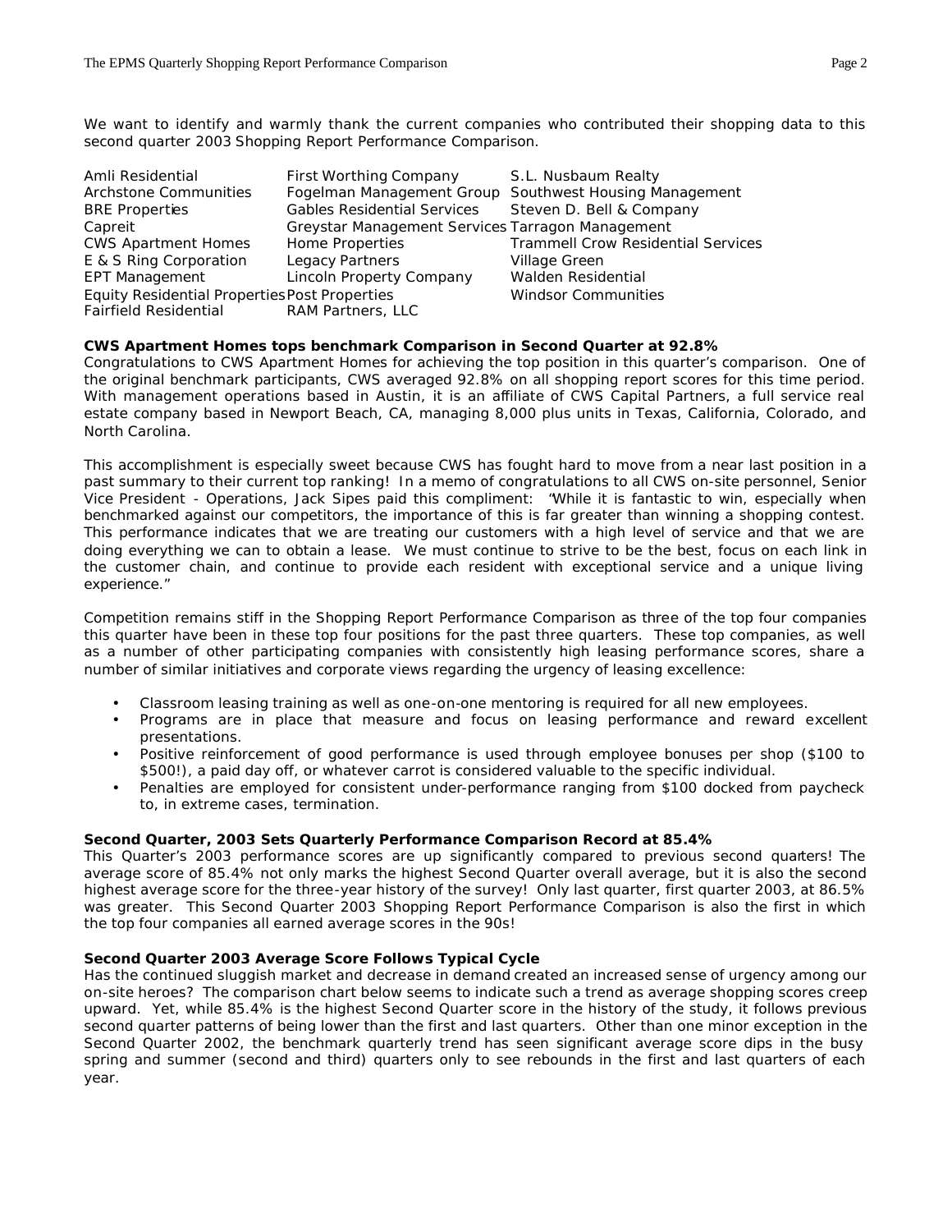We want to identify and warmly thank the current companies who contributed their shopping data to this second quarter 2003 Shopping Report Performance Comparison.

| | | |
|---|---|---|
| Amli Residential | First Worthing Company | S.L. Nusbaum Realty |
| Archstone Communities | Fogelman Management Group | Southwest Housing Management |
| BRE Properties | Gables Residential Services | Steven D. Bell & Company |
| Capreit | Greystar Management Services | Tarragon Management |
| CWS Apartment Homes | Home Properties | Trammell Crow Residential Services |
| E & S Ring Corporation | Legacy Partners | Village Green |
| EPT Management | Lincoln Property Company | Walden Residential |
| Equity Residential Properties | Post Properties | Windsor Communities |
| Fairfield Residential | RAM Partners, LLC | |

**CWS Apartment Homes tops benchmark Comparison in Second Quarter at 92.8%**

Congratulations to CWS Apartment Homes for achieving the top position in this quarter's comparison. One of the original benchmark participants, CWS averaged 92.8% on all shopping report scores for this time period. With management operations based in Austin, it is an affiliate of CWS Capital Partners, a full service real estate company based in Newport Beach, CA, managing 8,000 plus units in Texas, California, Colorado, and North Carolina.

This accomplishment is especially sweet because CWS has fought hard to move from a near last position in a past summary to their current top ranking! In a memo of congratulations to all CWS on-site personnel, Senior Vice President - Operations, Jack Sipes paid this compliment: "While it is fantastic to win, especially when benchmarked against our competitors, the importance of this is far greater than winning a shopping contest. This performance indicates that we are treating our customers with a high level of service and that we are doing everything we can to obtain a lease. We must continue to strive to be the best, focus on each link in the customer chain, and continue to provide each resident with exceptional service and a unique living experience."

Competition remains stiff in the Shopping Report Performance Comparison as three of the top four companies this quarter have been in these top four positions for the past three quarters. These top companies, as well as a number of other participating companies with consistently high leasing performance scores, share a number of similar initiatives and corporate views regarding the urgency of leasing excellence:

- Classroom leasing training as well as one-on-one mentoring is required for all new employees.
- Programs are in place that measure and focus on leasing performance and reward excellent presentations.
- Positive reinforcement of good performance is used through employee bonuses per shop ($100 to $500!), a paid day off, or whatever carrot is considered valuable to the specific individual.
- Penalties are employed for consistent under-performance ranging from $100 docked from paycheck to, in extreme cases, termination.

**Second Quarter, 2003 Sets Quarterly Performance Comparison Record at 85.4%**

This Quarter's 2003 performance scores are up significantly compared to previous second quarters! The average score of 85.4% not only marks the highest Second Quarter overall average, but it is also the second highest average score for the three-year history of the survey! Only last quarter, first quarter 2003, at 86.5% was greater. This Second Quarter 2003 Shopping Report Performance Comparison is also the first in which the top four companies all earned average scores in the 90s!

**Second Quarter 2003 Average Score Follows Typical Cycle**

Has the continued sluggish market and decrease in demand created an increased sense of urgency among our on-site heroes? The comparison chart below seems to indicate such a trend as average shopping scores creep upward. Yet, while 85.4% is the highest Second Quarter score in the history of the study, it follows previous second quarter patterns of being lower than the first and last quarters. Other than one minor exception in the Second Quarter 2002, the benchmark quarterly trend has seen significant average score dips in the busy spring and summer (second and third) quarters only to see rebounds in the first and last quarters of each year.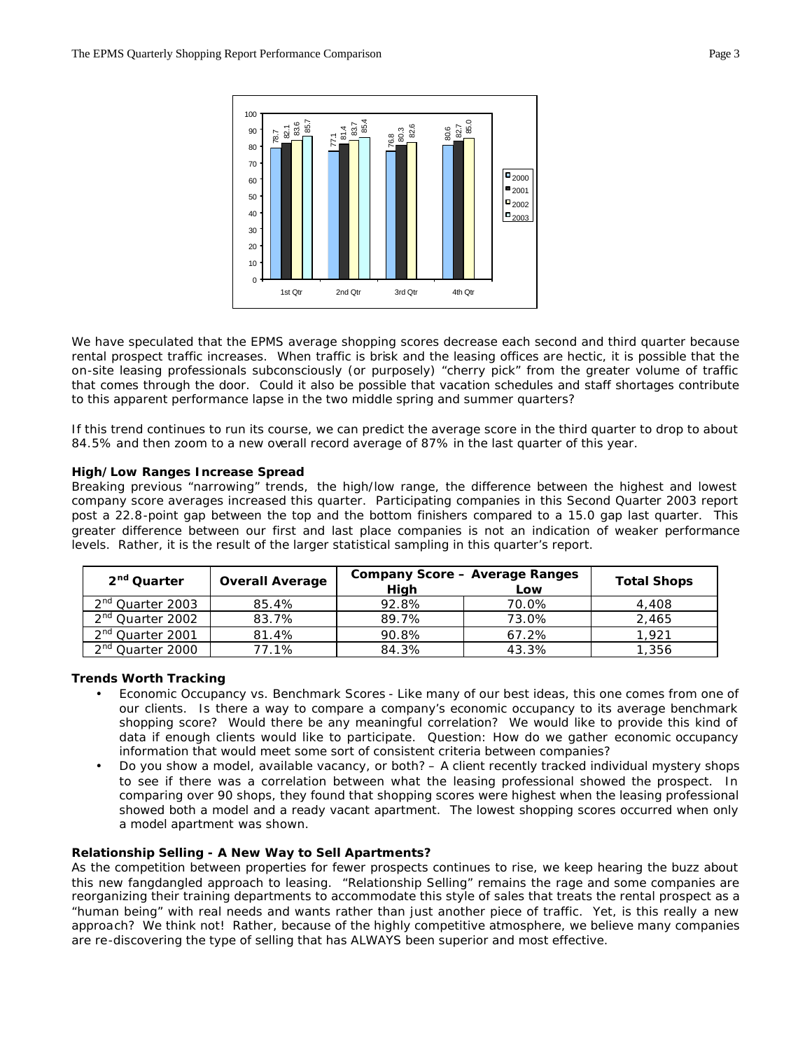We have speculated that the EPMS average shopping scores decrease each second and third quarter because rental prospect traffic increases. When traffic is brisk and the leasing offices are hectic, it is possible that the on-site leasing professionals subconsciously (or purposely) "cherry pick" from the greater volume of traffic that comes through the door. Could it also be possible that vacation schedules and staff shortages contribute to this apparent performance lapse in the two middle spring and summer quarters?

If this trend continues to run its course, we can predict the average score in the third quarter to drop to about 84.5% and then zoom to a new overall record average of 87% in the last quarter of this year.

**High/Low Ranges Increase Spread**

Breaking previous "narrowing" trends, the high/low range, the difference between the highest and lowest company score averages increased this quarter. Participating companies in this Second Quarter 2003 report post a 22.8-point gap between the top and the bottom finishers compared to a 15.0 gap last quarter. This greater difference between our first and last place companies is not an indication of weaker performance levels. Rather, it is the result of the larger statistical sampling in this quarter's report.

| 2nd Quarter | Overall Average | Company Score – Average Ranges High | Low | Total Shops |
|---|---|---|---|---|
| 2nd Quarter 2003 | 85.4% | 92.8% | 70.0% | 4,408 |
| 2nd Quarter 2002 | 83.7% | 89.7% | 73.0% | 2,465 |
| 2nd Quarter 2001 | 81.4% | 90.8% | 67.2% | 1,921 |
| 2nd Quarter 2000 | 77.1% | 84.3% | 43.3% | 1,356 |

**Trends Worth Tracking**

- Economic Occupancy vs. Benchmark Scores - Like many of our best ideas, this one comes from one of our clients. Is there a way to compare a company's economic occupancy to its average benchmark shopping score? Would there be any meaningful correlation? We would like to provide this kind of data if enough clients would like to participate. Question: How do we gather economic occupancy information that would meet some sort of consistent criteria between companies?
- Do you show a model, available vacancy, or both? – A client recently tracked individual mystery shops to see if there was a correlation between what the leasing professional showed the prospect. In comparing over 90 shops, they found that shopping scores were highest when the leasing professional showed both a model and a ready vacant apartment. The lowest shopping scores occurred when only a model apartment was shown.

**Relationship Selling - A New Way to Sell Apartments?**

As the competition between properties for fewer prospects continues to rise, we keep hearing the buzz about this new fangdangled approach to leasing. "Relationship Selling" remains the rage and some companies are reorganizing their training departments to accommodate this style of sales that treats the rental prospect as a "human being" with real needs and wants rather than just another piece of traffic. Yet, is this really a new approach? We think not! Rather, because of the highly competitive atmosphere, we believe many companies are re-discovering the type of selling that has ALWAYS been superior and most effective.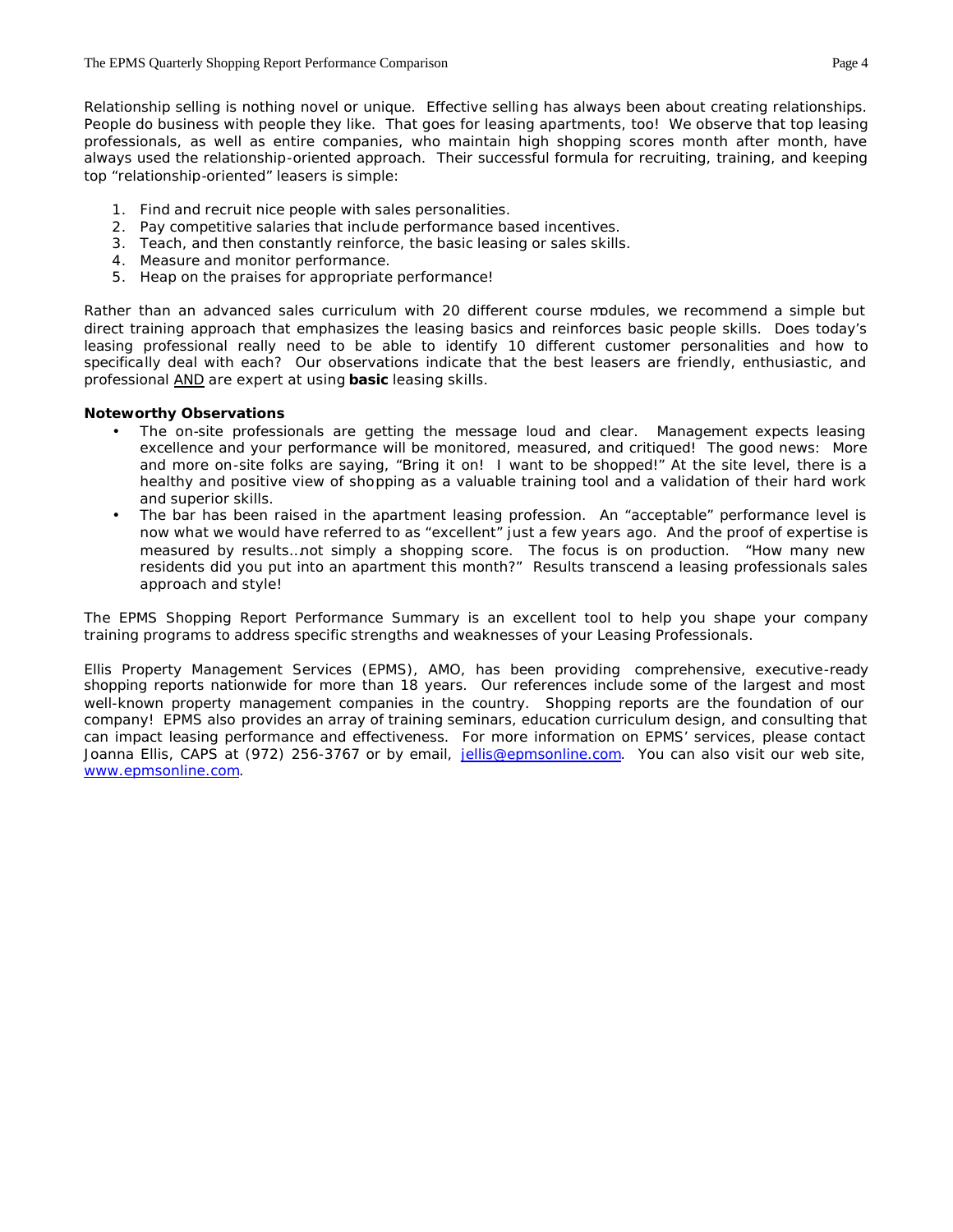Relationship selling is nothing novel or unique. Effective selling has always been about creating relationships. People do business with people they like. That goes for leasing apartments, too! We observe that top leasing professionals, as well as entire companies, who maintain high shopping scores month after month, have always used the relationship-oriented approach. Their successful formula for recruiting, training, and keeping top "relationship-oriented" leasers is simple:

1. Find and recruit nice people with sales personalities.
2. Pay competitive salaries that include performance based incentives.
3. Teach, and then constantly reinforce, the basic leasing or sales skills.
4. Measure and monitor performance.
5. Heap on the praises for appropriate performance!

Rather than an advanced sales curriculum with 20 different course modules, we recommend a simple but direct training approach that emphasizes the leasing basics and reinforces basic people skills. Does today's leasing professional really need to be able to identify 10 different customer personalities and how to specifically deal with each? Our observations indicate that the best leasers are friendly, enthusiastic, and professional AND are expert at using **basic** leasing skills.

**Noteworthy Observations**

- The on-site professionals are getting the message loud and clear. Management expects leasing excellence and your performance will be monitored, measured, and critiqued! The good news: More and more on-site folks are saying, "Bring it on! I want to be shopped!" At the site level, there is a healthy and positive view of shopping as a valuable training tool and a validation of their hard work and superior skills.
- The bar has been raised in the apartment leasing profession. An "acceptable" performance level is now what we would have referred to as "excellent" just a few years ago. And the proof of expertise is measured by results…not simply a shopping score. The focus is on production. "How many new residents did you put into an apartment this month?" Results transcend a leasing professionals sales approach and style!

The EPMS Shopping Report Performance Summary is an excellent tool to help you shape your company training programs to address specific strengths and weaknesses of your Leasing Professionals.

Ellis Property Management Services (EPMS), AMO, has been providing comprehensive, executive-ready shopping reports nationwide for more than 18 years. Our references include some of the largest and most well-known property management companies in the country. Shopping reports are the foundation of our company! EPMS also provides an array of training seminars, education curriculum design, and consulting that can impact leasing performance and effectiveness. For more information on EPMS' services, please contact Joanna Ellis, CAPS at (972) 256-3767 or by email, jellis@epmsonline.com. You can also visit our web site, www.epmsonline.com.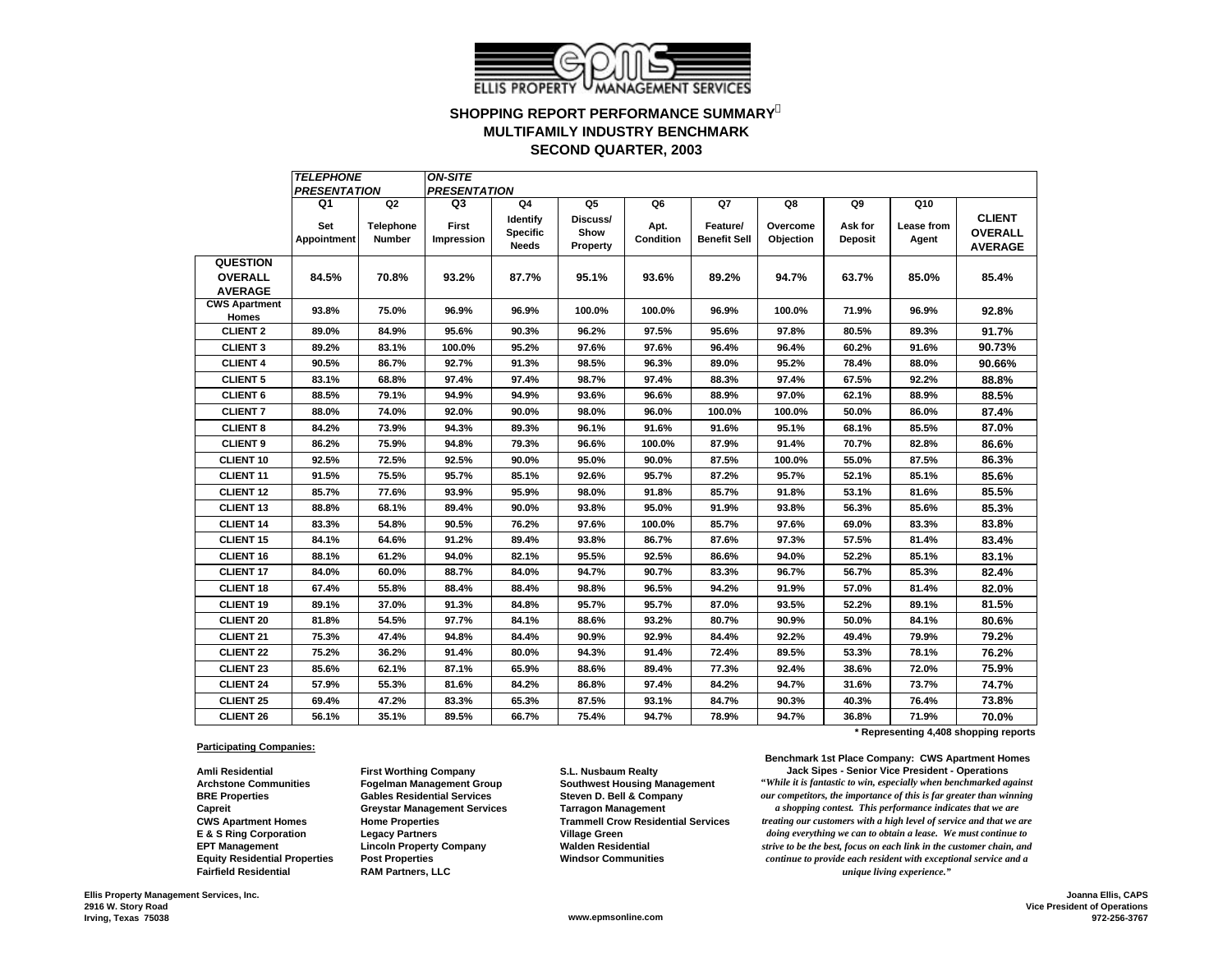ELLIS PROPERTY MANAGEMENT SERVICES

## SHOPPING REPORT PERFORMANCE SUMMARY
## MULTIFAMILY INDUSTRY BENCHMARK
## SECOND QUARTER, 2003

| | *TELEPHONE PRESENTATION* | | *ON-SITE PRESENTATION* | | | | | | | | |
|---|---|---|---|---|---|---|---|---|---|---|---|
| | Q1 Set Appointment | Q2 Telephone Number | Q3 First Impression | Q4 Identify Specific Needs | Q5 Discuss/ Show Property | Q6 Apt. Condition | Q7 Feature/ Benefit Sell | Q8 Overcome Objection | Q9 Ask for Deposit | Q10 Lease from Agent | CLIENT OVERALL AVERAGE |
| **QUESTION OVERALL AVERAGE** | 84.5% | 70.8% | 93.2% | 87.7% | 95.1% | 93.6% | 89.2% | 94.7% | 63.7% | 85.0% | 85.4% |
| **CWS Apartment Homes** | 93.8% | 75.0% | 96.9% | 96.9% | 100.0% | 100.0% | 96.9% | 100.0% | 71.9% | 96.9% | 92.8% |
| **CLIENT 2** | 89.0% | 84.9% | 95.6% | 90.3% | 96.2% | 97.5% | 95.6% | 97.8% | 80.5% | 89.3% | 91.7% |
| **CLIENT 3** | 89.2% | 83.1% | 100.0% | 95.2% | 97.6% | 97.6% | 96.4% | 96.4% | 60.2% | 91.6% | 90.73% |
| **CLIENT 4** | 90.5% | 86.7% | 92.7% | 91.3% | 98.5% | 96.3% | 89.0% | 95.2% | 78.4% | 88.0% | 90.66% |
| **CLIENT 5** | 83.1% | 68.8% | 97.4% | 97.4% | 98.7% | 97.4% | 88.3% | 97.4% | 67.5% | 92.2% | 88.8% |
| **CLIENT 6** | 88.5% | 79.1% | 94.9% | 94.9% | 93.6% | 96.6% | 88.9% | 97.0% | 62.1% | 88.9% | 88.5% |
| **CLIENT 7** | 88.0% | 74.0% | 92.0% | 90.0% | 98.0% | 96.0% | 100.0% | 100.0% | 50.0% | 86.0% | 87.4% |
| **CLIENT 8** | 84.2% | 73.9% | 94.3% | 89.3% | 96.1% | 91.6% | 91.6% | 95.1% | 68.1% | 85.5% | 87.0% |
| **CLIENT 9** | 86.2% | 75.9% | 94.8% | 79.3% | 96.6% | 100.0% | 87.9% | 91.4% | 70.7% | 82.8% | 86.6% |
| **CLIENT 10** | 92.5% | 72.5% | 92.5% | 90.0% | 95.0% | 90.0% | 87.5% | 100.0% | 55.0% | 87.5% | 86.3% |
| **CLIENT 11** | 91.5% | 75.5% | 95.7% | 85.1% | 92.6% | 95.7% | 87.2% | 95.7% | 52.1% | 85.1% | 85.6% |
| **CLIENT 12** | 85.7% | 77.6% | 93.9% | 95.9% | 98.0% | 91.8% | 85.7% | 91.8% | 53.1% | 81.6% | 85.5% |
| **CLIENT 13** | 88.8% | 68.1% | 89.4% | 90.0% | 93.8% | 95.0% | 91.9% | 93.8% | 56.3% | 85.6% | 85.3% |
| **CLIENT 14** | 83.3% | 54.8% | 90.5% | 76.2% | 97.6% | 100.0% | 85.7% | 97.6% | 69.0% | 83.3% | 83.8% |
| **CLIENT 15** | 84.1% | 64.6% | 91.2% | 89.4% | 93.8% | 86.7% | 87.6% | 97.3% | 57.5% | 81.4% | 83.4% |
| **CLIENT 16** | 88.1% | 61.2% | 94.0% | 82.1% | 95.5% | 92.5% | 86.6% | 94.0% | 52.2% | 85.1% | 83.1% |
| **CLIENT 17** | 84.0% | 60.0% | 88.7% | 84.0% | 94.7% | 90.7% | 83.3% | 96.7% | 56.7% | 85.3% | 82.4% |
| **CLIENT 18** | 67.4% | 55.8% | 88.4% | 88.4% | 98.8% | 96.5% | 94.2% | 91.9% | 57.0% | 81.4% | 82.0% |
| **CLIENT 19** | 89.1% | 37.0% | 91.3% | 84.8% | 95.7% | 95.7% | 87.0% | 93.5% | 52.2% | 89.1% | 81.5% |
| **CLIENT 20** | 81.8% | 54.5% | 97.7% | 84.1% | 88.6% | 93.2% | 80.7% | 90.9% | 50.0% | 84.1% | 80.6% |
| **CLIENT 21** | 75.3% | 47.4% | 94.8% | 84.4% | 90.9% | 92.9% | 84.4% | 92.2% | 49.4% | 79.9% | 79.2% |
| **CLIENT 22** | 75.2% | 36.2% | 91.4% | 80.0% | 94.3% | 91.4% | 72.4% | 89.5% | 53.3% | 78.1% | 76.2% |
| **CLIENT 23** | 85.6% | 62.1% | 87.1% | 65.9% | 88.6% | 89.4% | 77.3% | 92.4% | 38.6% | 72.0% | 75.9% |
| **CLIENT 24** | 57.9% | 55.3% | 81.6% | 84.2% | 86.8% | 97.4% | 84.2% | 94.7% | 31.6% | 73.7% | 74.7% |
| **CLIENT 25** | 69.4% | 47.2% | 83.3% | 65.3% | 87.5% | 93.1% | 84.7% | 90.3% | 40.3% | 76.4% | 73.8% |
| **CLIENT 26** | 56.1% | 35.1% | 89.5% | 66.7% | 75.4% | 94.7% | 78.9% | 94.7% | 36.8% | 71.9% | 70.0% |

**\* Representing 4,408 shopping reports**

**Participating Companies:**

**Amli Residential**
**Archstone Communities**
**BRE Properties**
**Capreit**
**CWS Apartment Homes**
**E & S Ring Corporation**
**EPT Management**
**Equity Residential Properties**
**Fairfield Residential**
**First Worthing Company**
**Fogelman Management Group**
**Gables Residential Services**
**Greystar Management Services**
**Home Properties**
**Legacy Partners**
**Lincoln Property Company**
**Post Properties**
**RAM Partners, LLC**
**S.L. Nusbaum Realty**
**Southwest Housing Management**
**Steven D. Bell & Company**
**Tarragon Management**
**Trammell Crow Residential Services**
**Village Green**
**Walden Residential**
**Windsor Communities**

**Benchmark 1st Place Company: CWS Apartment Homes**
**Jack Sipes - Senior Vice President - Operations**

***"While it is fantastic to win, especially when benchmarked against our competitors, the importance of this is far greater than winning a shopping contest. This performance indicates that we are treating our customers with a high level of service and that we are doing everything we can to obtain a lease. We must continue to strive to be the best, focus on each link in the customer chain, and continue to provide each resident with exceptional service and a unique living experience."***

**Ellis Property Management Services, Inc.**
**2916 W. Story Road**
**Irving, Texas 75038**

**www.epmsonline.com**

**Joanna Ellis, CAPS**
**Vice President of Operations**
**972-256-3767**